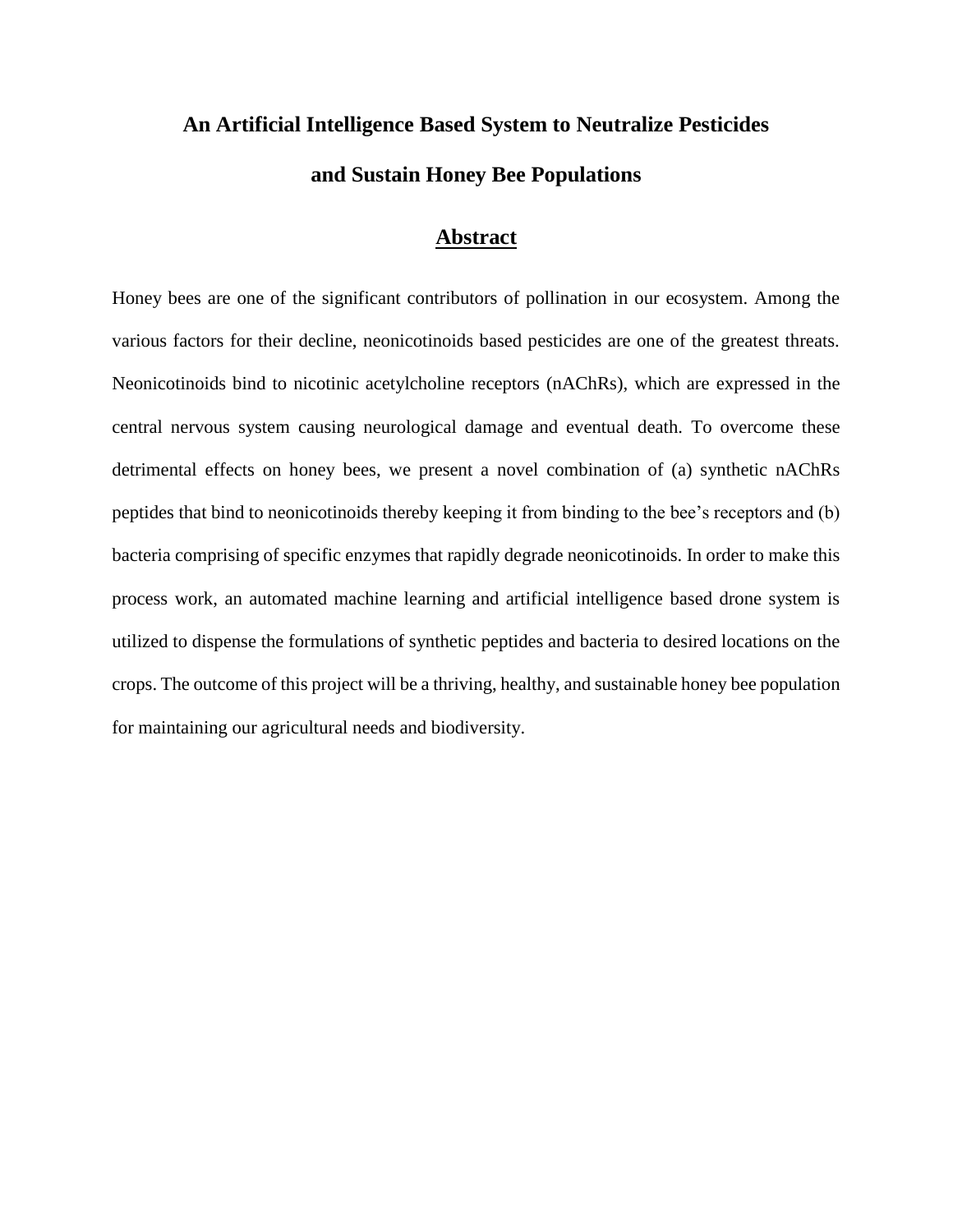# An Artificial Intelligence Based System to Neutralize Pesticides and Sustain Honey Bee Populations

## Abstract

Honey bees are one of the significant contributors of pollination in our ecosystem. Among the various factors for their decline, neonicotinoids based pesticides are one of the greatest threats. Neonicotinoids bind to nicotinic acetylcholine receptors (nAChRs), which are expressed in the central nervous system causing neurological damage and eventual death. To overcome these detrimental effects on honey bees, we present a novel combination of (a) synthetic nAChRs peptides that bind to neonicotinoids thereby keeping it from binding to the bee's receptors and (b) bacteria comprising of specific enzymes that rapidly degrade neonicotinoids. In order to make this process work, an automated machine learning and artificial intelligence based drone system is utilized to dispense the formulations of synthetic peptides and bacteria to desired locations on the crops. The outcome of this project will be a thriving, healthy, and sustainable honey bee population for maintaining our agricultural needs and biodiversity.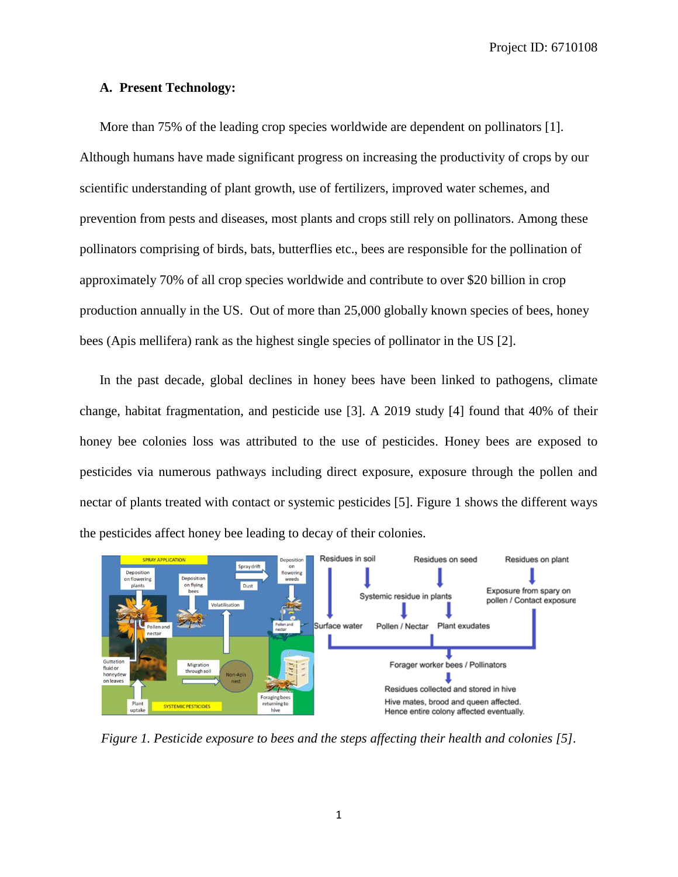## A. Present Technology:

More than 75% of the leading crop species worldwide are dependent on pollinators [1]. Although humans have made significant progress on increasing the productivity of crops by our scientific understanding of plant growth, use of fertilizers, improved water schemes, and prevention from pests and diseases, most plants and crops still rely on pollinators. Among these pollinators comprising of birds, bats, butterflies etc., bees are responsible for the pollination of approximately 70% of all crop species worldwide and contribute to over $20 billion in crop production annually in the US. Out of more than 25,000 globally known species of bees, honey bees (Apis mellifera) rank as the highest single species of pollinator in the US [2].

In the past decade, global declines in honey bees have been linked to pathogens, climate change, habitat fragmentation, and pesticide use [3]. A 2019 study [4] found that 40% of their honey bee colonies loss was attributed to the use of pesticides. Honey bees are exposed to pesticides via numerous pathways including direct exposure, exposure through the pollen and nectar of plants treated with contact or systemic pesticides [5]. Figure 1 shows the different ways the pesticides affect honey bee leading to decay of their colonies.

*Figure 1. Pesticide exposure to bees and the steps affecting their health and colonies [5].*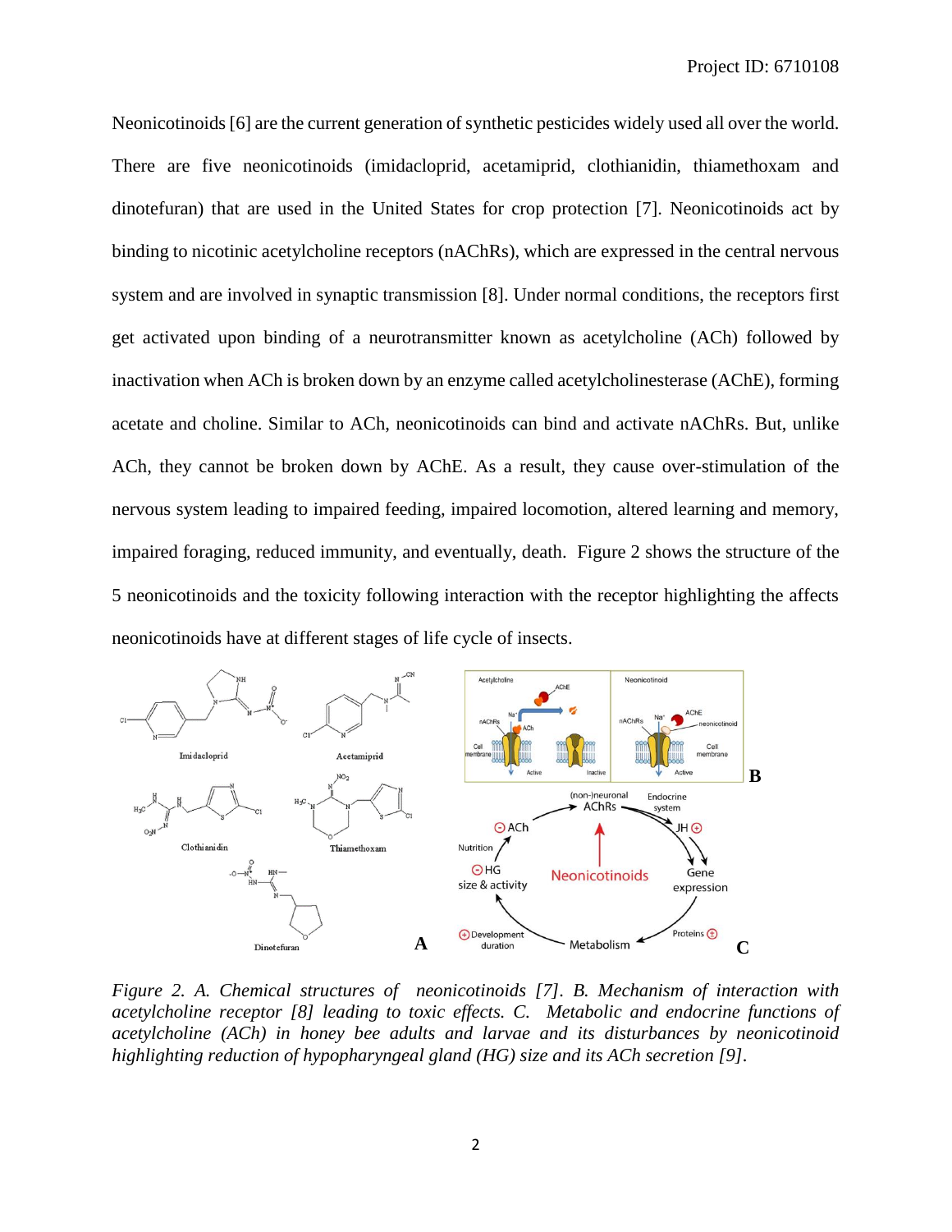Neonicotinoids [6] are the current generation of synthetic pesticides widely used all over the world. There are five neonicotinoids (imidacloprid, acetamiprid, clothianidin, thiamethoxam and dinotefuran) that are used in the United States for crop protection [7]. Neonicotinoids act by binding to nicotinic acetylcholine receptors (nAChRs), which are expressed in the central nervous system and are involved in synaptic transmission [8]. Under normal conditions, the receptors first get activated upon binding of a neurotransmitter known as acetylcholine (ACh) followed by inactivation when ACh is broken down by an enzyme called acetylcholinesterase (AChE), forming acetate and choline. Similar to ACh, neonicotinoids can bind and activate nAChRs. But, unlike ACh, they cannot be broken down by AChE. As a result, they cause over-stimulation of the nervous system leading to impaired feeding, impaired locomotion, altered learning and memory, impaired foraging, reduced immunity, and eventually, death. Figure 2 shows the structure of the 5 neonicotinoids and the toxicity following interaction with the receptor highlighting the affects neonicotinoids have at different stages of life cycle of insects.

*Figure 2. A. Chemical structures of neonicotinoids [7]. B. Mechanism of interaction with acetylcholine receptor [8] leading to toxic effects. C. Metabolic and endocrine functions of acetylcholine (ACh) in honey bee adults and larvae and its disturbances by neonicotinoid highlighting reduction of hypopharyngeal gland (HG) size and its ACh secretion [9].*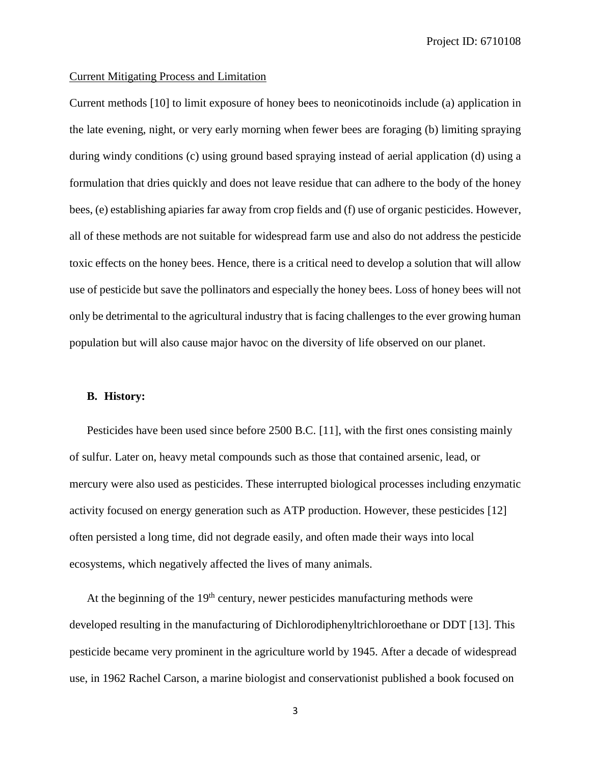Current Mitigating Process and Limitation

Current methods [10] to limit exposure of honey bees to neonicotinoids include (a) application in the late evening, night, or very early morning when fewer bees are foraging (b) limiting spraying during windy conditions (c) using ground based spraying instead of aerial application (d) using a formulation that dries quickly and does not leave residue that can adhere to the body of the honey bees, (e) establishing apiaries far away from crop fields and (f) use of organic pesticides. However, all of these methods are not suitable for widespread farm use and also do not address the pesticide toxic effects on the honey bees. Hence, there is a critical need to develop a solution that will allow use of pesticide but save the pollinators and especially the honey bees. Loss of honey bees will not only be detrimental to the agricultural industry that is facing challenges to the ever growing human population but will also cause major havoc on the diversity of life observed on our planet.

## B. History:

Pesticides have been used since before 2500 B.C. [11], with the first ones consisting mainly of sulfur. Later on, heavy metal compounds such as those that contained arsenic, lead, or mercury were also used as pesticides. These interrupted biological processes including enzymatic activity focused on energy generation such as ATP production. However, these pesticides [12] often persisted a long time, did not degrade easily, and often made their ways into local ecosystems, which negatively affected the lives of many animals.

At the beginning of the 19th century, newer pesticides manufacturing methods were developed resulting in the manufacturing of Dichlorodiphenyltrichloroethane or DDT [13]. This pesticide became very prominent in the agriculture world by 1945. After a decade of widespread use, in 1962 Rachel Carson, a marine biologist and conservationist published a book focused on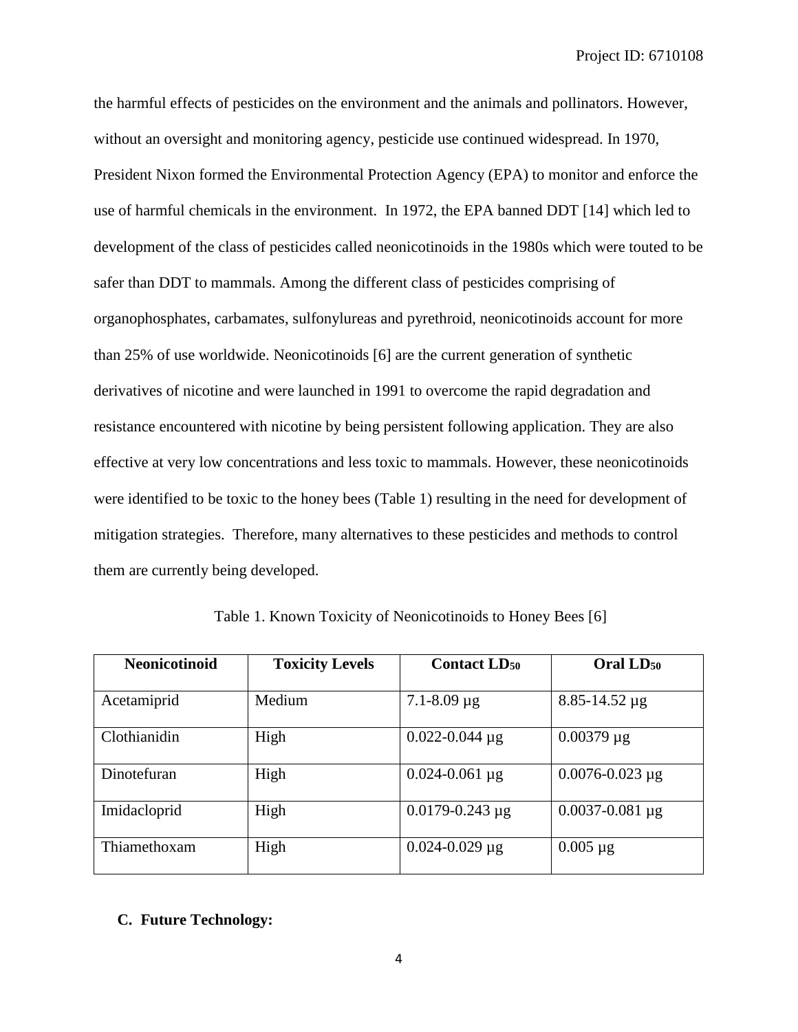the harmful effects of pesticides on the environment and the animals and pollinators. However, without an oversight and monitoring agency, pesticide use continued widespread. In 1970, President Nixon formed the Environmental Protection Agency (EPA) to monitor and enforce the use of harmful chemicals in the environment. In 1972, the EPA banned DDT [14] which led to development of the class of pesticides called neonicotinoids in the 1980s which were touted to be safer than DDT to mammals. Among the different class of pesticides comprising of organophosphates, carbamates, sulfonylureas and pyrethroid, neonicotinoids account for more than 25% of use worldwide. Neonicotinoids [6] are the current generation of synthetic derivatives of nicotine and were launched in 1991 to overcome the rapid degradation and resistance encountered with nicotine by being persistent following application. They are also effective at very low concentrations and less toxic to mammals. However, these neonicotinoids were identified to be toxic to the honey bees (Table 1) resulting in the need for development of mitigation strategies. Therefore, many alternatives to these pesticides and methods to control them are currently being developed.

Table 1. Known Toxicity of Neonicotinoids to Honey Bees [6]

| Neonicotinoid | Toxicity Levels | Contact $LD_{50}$ | Oral $LD_{50}$ |
|---|---|---|---|
| Acetamiprid | Medium | 7.1-8.09 µg | 8.85-14.52 µg |
| Clothianidin | High | 0.022-0.044 µg | 0.00379 µg |
| Dinotefuran | High | 0.024-0.061 µg | 0.0076-0.023 µg |
| Imidacloprid | High | 0.0179-0.243 µg | 0.0037-0.081 µg |
| Thiamethoxam | High | 0.024-0.029 µg | 0.005 µg |

### C. Future Technology: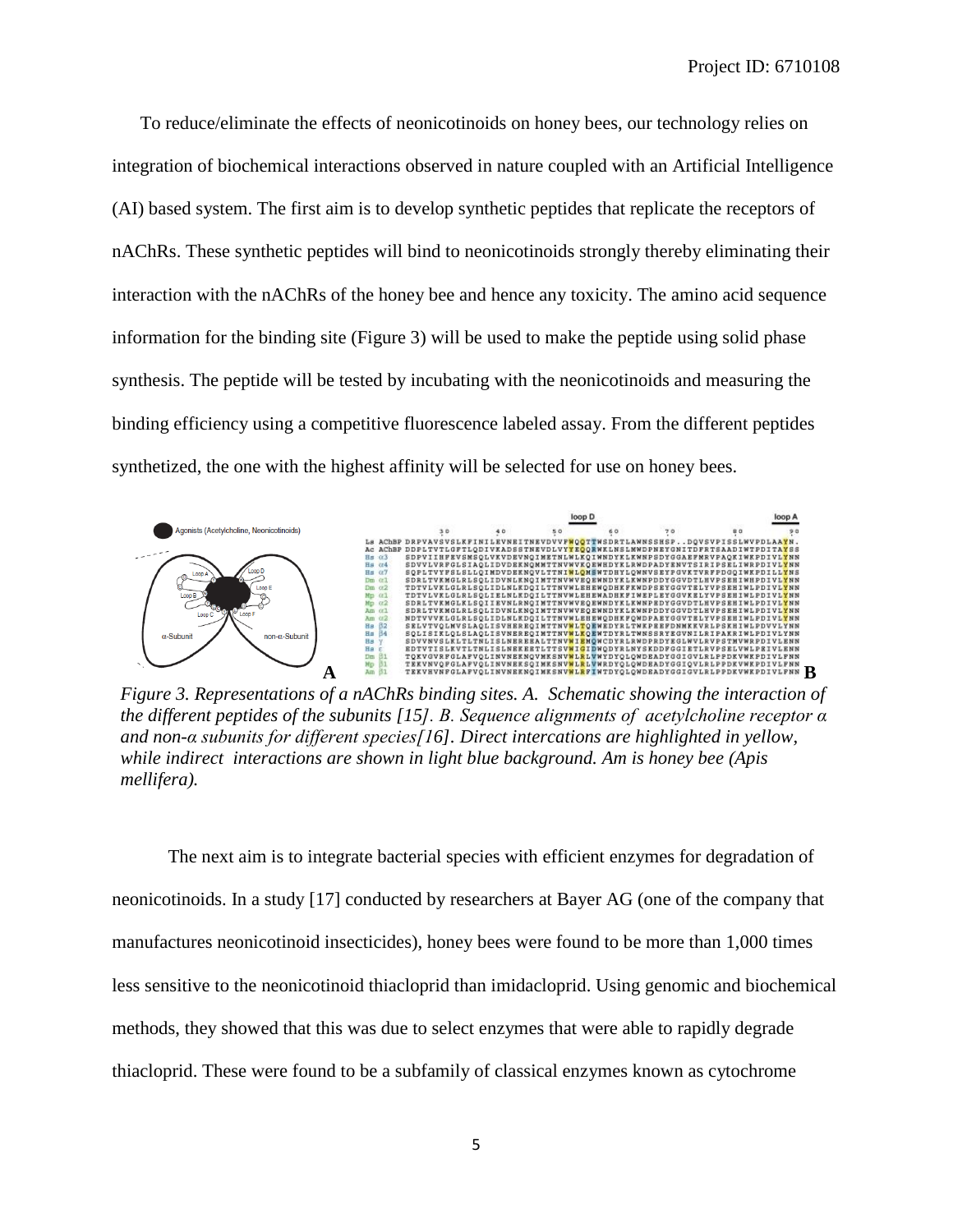To reduce/eliminate the effects of neonicotinoids on honey bees, our technology relies on integration of biochemical interactions observed in nature coupled with an Artificial Intelligence (AI) based system. The first aim is to develop synthetic peptides that replicate the receptors of nAChRs. These synthetic peptides will bind to neonicotinoids strongly thereby eliminating their interaction with the nAChRs of the honey bee and hence any toxicity. The amino acid sequence information for the binding site (Figure 3) will be used to make the peptide using solid phase synthesis. The peptide will be tested by incubating with the neonicotinoids and measuring the binding efficiency using a competitive fluorescence labeled assay. From the different peptides synthetized, the one with the highest affinity will be selected for use on honey bees.

*Figure 3. Representations of a nAChRs binding sites. A. Schematic showing the interaction of the different peptides of the subunits [15]. B. Sequence alignments of acetylcholine receptor α and non-α subunits for different species[16]. Direct intercations are highlighted in yellow, while indirect interactions are shown in light blue background. Am is honey bee (Apis mellifera).*

The next aim is to integrate bacterial species with efficient enzymes for degradation of neonicotinoids. In a study [17] conducted by researchers at Bayer AG (one of the company that manufactures neonicotinoid insecticides), honey bees were found to be more than 1,000 times less sensitive to the neonicotinoid thiacloprid than imidacloprid. Using genomic and biochemical methods, they showed that this was due to select enzymes that were able to rapidly degrade thiacloprid. These were found to be a subfamily of classical enzymes known as cytochrome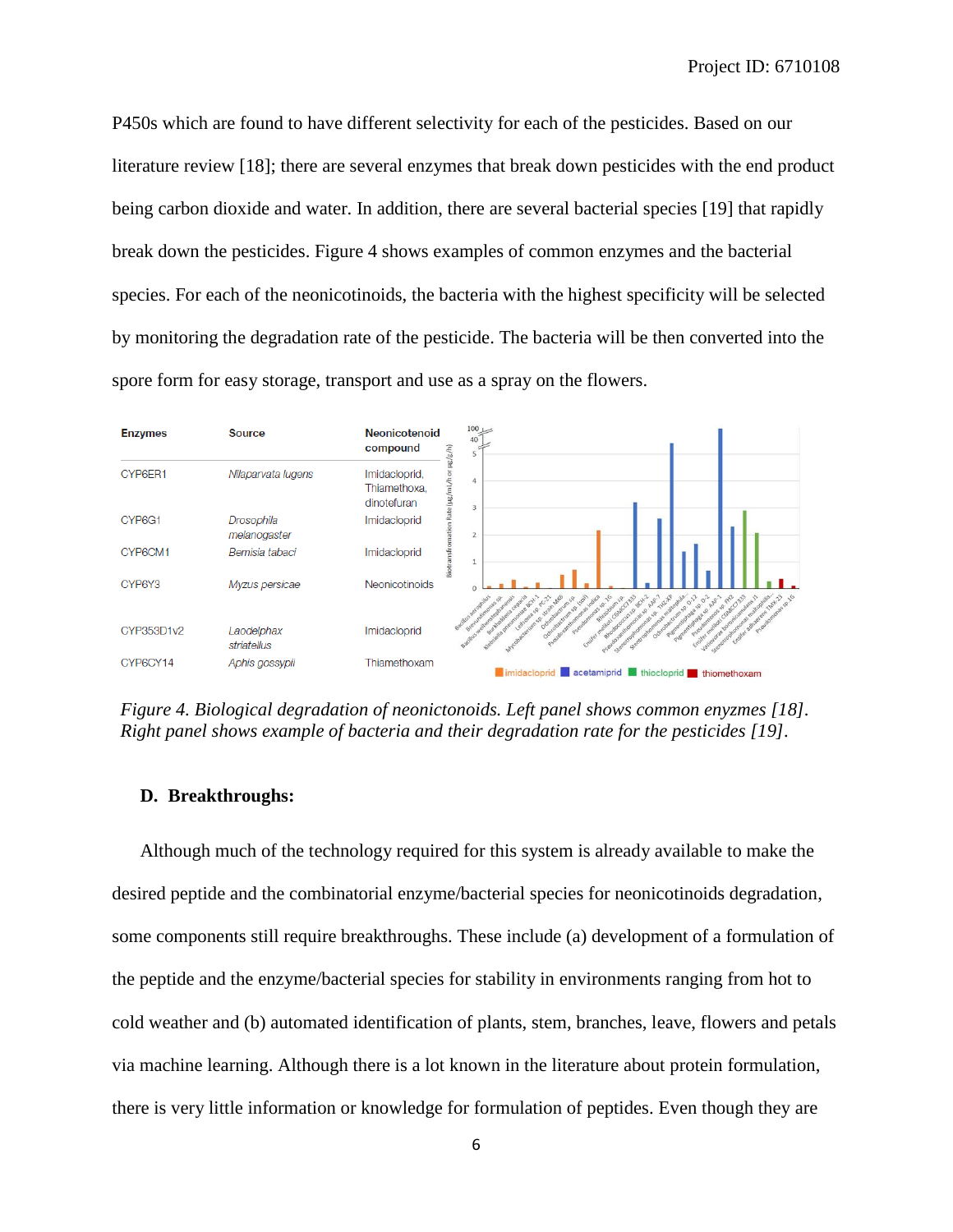P450s which are found to have different selectivity for each of the pesticides. Based on our literature review [18]; there are several enzymes that break down pesticides with the end product being carbon dioxide and water. In addition, there are several bacterial species [19] that rapidly break down the pesticides. Figure 4 shows examples of common enzymes and the bacterial species. For each of the neonicotinoids, the bacteria with the highest specificity will be selected by monitoring the degradation rate of the pesticide. The bacteria will be then converted into the spore form for easy storage, transport and use as a spray on the flowers.

| Enzymes | Source | Neonicotenoid compound |
|---|---|---|
| CYP6ER1 | *Nilaparvata lugens* | Imidacloprid, Thiamethoxa, dinotefuran |
| CYP6G1 | *Drosophila melanogaster* | Imidacloprid |
| CYP6CM1 | *Bemisia tabaci* | Imidacloprid |
| CYP6Y3 | *Myzus persicae* | Neonicotinoids |
| CYP353D1v2 | *Laodelphax striatellus* | Imidacloprid |
| CYP6CY14 | *Aphis gossypii* | Thiamethoxam |

*Figure 4. Biological degradation of neonictonoids. Left panel shows common enyzmes [18]. Right panel shows example of bacteria and their degradation rate for the pesticides [19].*

### D. Breakthroughs:

Although much of the technology required for this system is already available to make the desired peptide and the combinatorial enzyme/bacterial species for neonicotinoids degradation, some components still require breakthroughs. These include (a) development of a formulation of the peptide and the enzyme/bacterial species for stability in environments ranging from hot to cold weather and (b) automated identification of plants, stem, branches, leave, flowers and petals via machine learning. Although there is a lot known in the literature about protein formulation, there is very little information or knowledge for formulation of peptides. Even though they are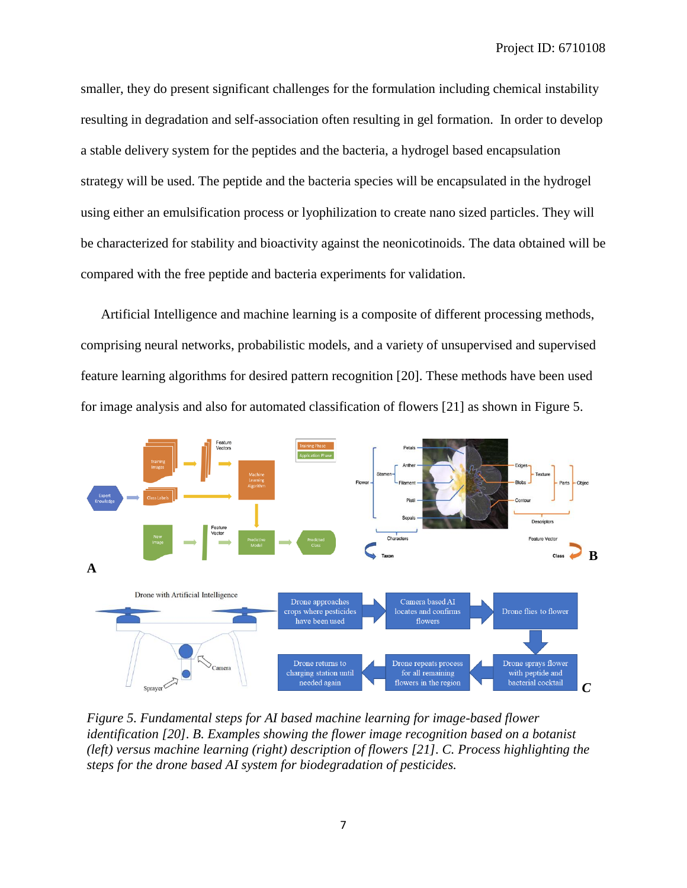smaller, they do present significant challenges for the formulation including chemical instability resulting in degradation and self-association often resulting in gel formation. In order to develop a stable delivery system for the peptides and the bacteria, a hydrogel based encapsulation strategy will be used. The peptide and the bacteria species will be encapsulated in the hydrogel using either an emulsification process or lyophilization to create nano sized particles. They will be characterized for stability and bioactivity against the neonicotinoids. The data obtained will be compared with the free peptide and bacteria experiments for validation.

Artificial Intelligence and machine learning is a composite of different processing methods, comprising neural networks, probabilistic models, and a variety of unsupervised and supervised feature learning algorithms for desired pattern recognition [20]. These methods have been used for image analysis and also for automated classification of flowers [21] as shown in Figure 5.

*Figure 5. Fundamental steps for AI based machine learning for image-based flower identification [20]. B. Examples showing the flower image recognition based on a botanist (left) versus machine learning (right) description of flowers [21]. C. Process highlighting the steps for the drone based AI system for biodegradation of pesticides.*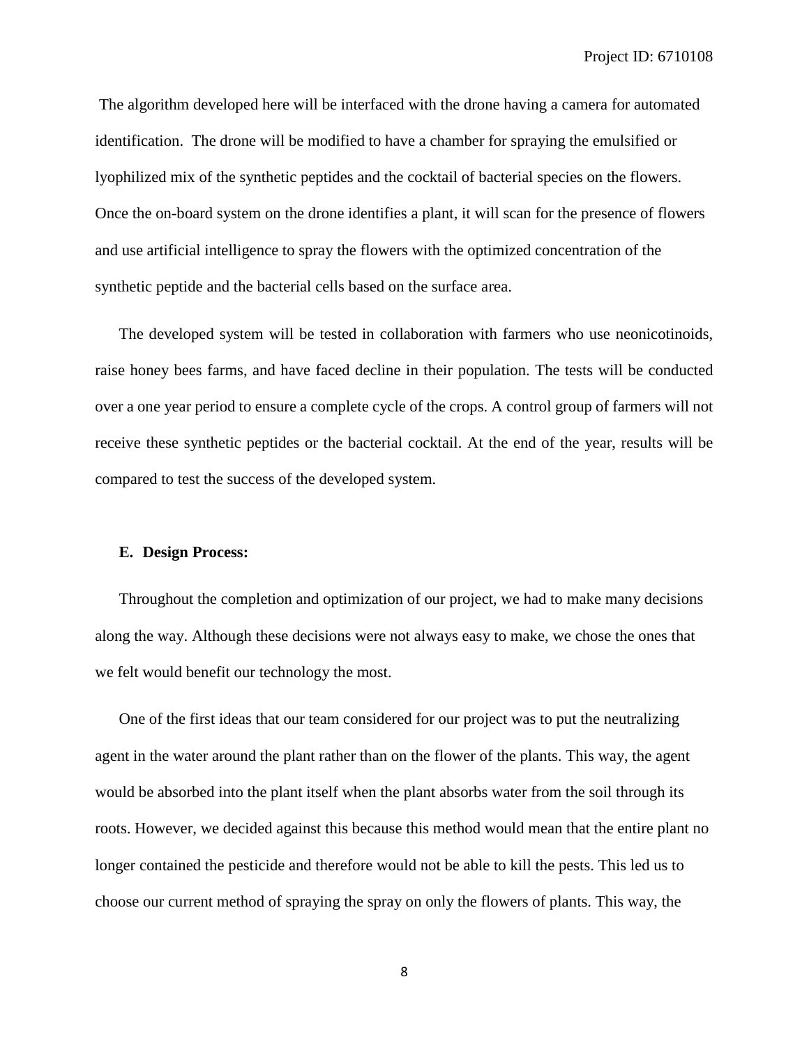The algorithm developed here will be interfaced with the drone having a camera for automated identification. The drone will be modified to have a chamber for spraying the emulsified or lyophilized mix of the synthetic peptides and the cocktail of bacterial species on the flowers. Once the on-board system on the drone identifies a plant, it will scan for the presence of flowers and use artificial intelligence to spray the flowers with the optimized concentration of the synthetic peptide and the bacterial cells based on the surface area.

The developed system will be tested in collaboration with farmers who use neonicotinoids, raise honey bees farms, and have faced decline in their population. The tests will be conducted over a one year period to ensure a complete cycle of the crops. A control group of farmers will not receive these synthetic peptides or the bacterial cocktail. At the end of the year, results will be compared to test the success of the developed system.

**E. Design Process:**

Throughout the completion and optimization of our project, we had to make many decisions along the way. Although these decisions were not always easy to make, we chose the ones that we felt would benefit our technology the most.

One of the first ideas that our team considered for our project was to put the neutralizing agent in the water around the plant rather than on the flower of the plants. This way, the agent would be absorbed into the plant itself when the plant absorbs water from the soil through its roots. However, we decided against this because this method would mean that the entire plant no longer contained the pesticide and therefore would not be able to kill the pests. This led us to choose our current method of spraying the spray on only the flowers of plants. This way, the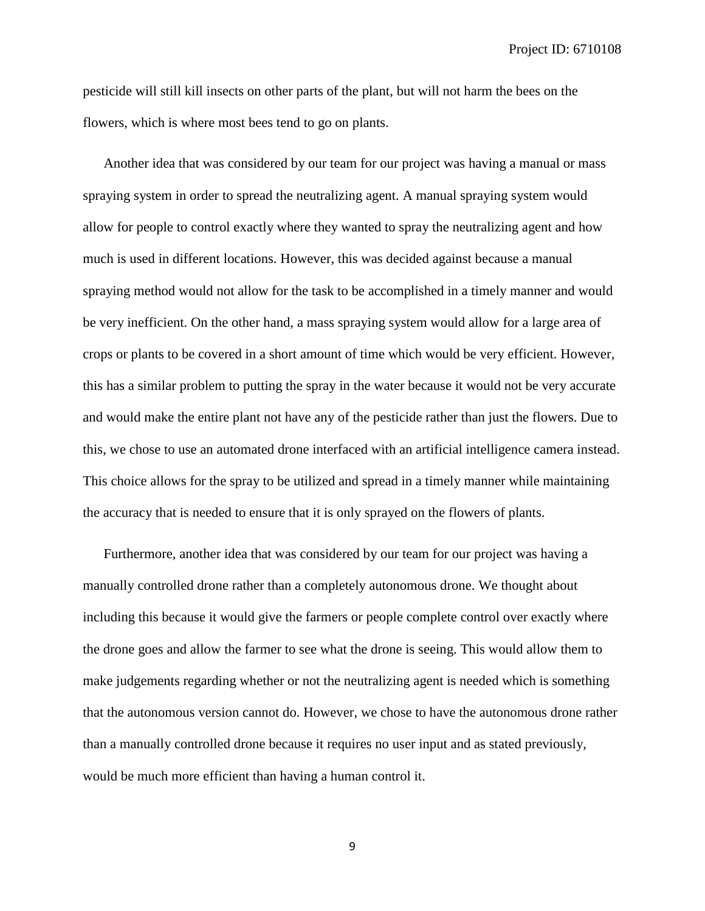pesticide will still kill insects on other parts of the plant, but will not harm the bees on the flowers, which is where most bees tend to go on plants.

Another idea that was considered by our team for our project was having a manual or mass spraying system in order to spread the neutralizing agent. A manual spraying system would allow for people to control exactly where they wanted to spray the neutralizing agent and how much is used in different locations. However, this was decided against because a manual spraying method would not allow for the task to be accomplished in a timely manner and would be very inefficient. On the other hand, a mass spraying system would allow for a large area of crops or plants to be covered in a short amount of time which would be very efficient. However, this has a similar problem to putting the spray in the water because it would not be very accurate and would make the entire plant not have any of the pesticide rather than just the flowers. Due to this, we chose to use an automated drone interfaced with an artificial intelligence camera instead. This choice allows for the spray to be utilized and spread in a timely manner while maintaining the accuracy that is needed to ensure that it is only sprayed on the flowers of plants.

Furthermore, another idea that was considered by our team for our project was having a manually controlled drone rather than a completely autonomous drone. We thought about including this because it would give the farmers or people complete control over exactly where the drone goes and allow the farmer to see what the drone is seeing. This would allow them to make judgements regarding whether or not the neutralizing agent is needed which is something that the autonomous version cannot do. However, we chose to have the autonomous drone rather than a manually controlled drone because it requires no user input and as stated previously, would be much more efficient than having a human control it.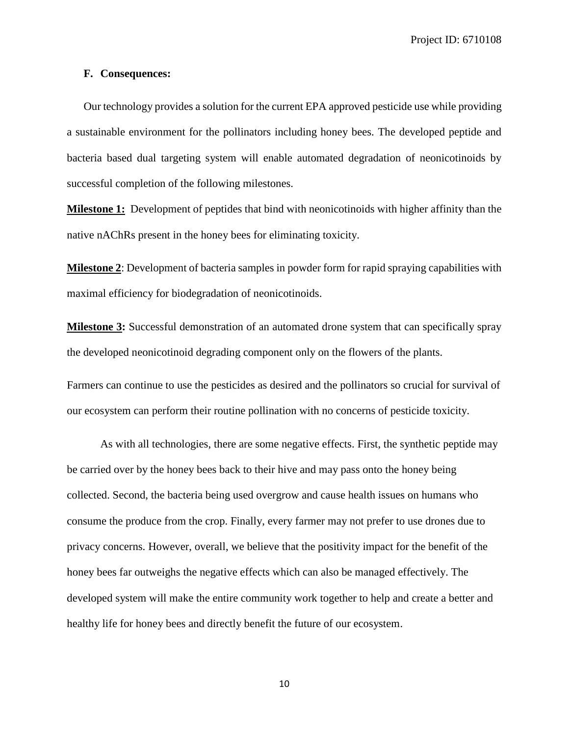### F. Consequences:

Our technology provides a solution for the current EPA approved pesticide use while providing a sustainable environment for the pollinators including honey bees. The developed peptide and bacteria based dual targeting system will enable automated degradation of neonicotinoids by successful completion of the following milestones.

**Milestone 1:** Development of peptides that bind with neonicotinoids with higher affinity than the native nAChRs present in the honey bees for eliminating toxicity.

**Milestone 2**: Development of bacteria samples in powder form for rapid spraying capabilities with maximal efficiency for biodegradation of neonicotinoids.

**Milestone 3:** Successful demonstration of an automated drone system that can specifically spray the developed neonicotinoid degrading component only on the flowers of the plants.

Farmers can continue to use the pesticides as desired and the pollinators so crucial for survival of our ecosystem can perform their routine pollination with no concerns of pesticide toxicity.

As with all technologies, there are some negative effects. First, the synthetic peptide may be carried over by the honey bees back to their hive and may pass onto the honey being collected. Second, the bacteria being used overgrow and cause health issues on humans who consume the produce from the crop. Finally, every farmer may not prefer to use drones due to privacy concerns. However, overall, we believe that the positivity impact for the benefit of the honey bees far outweighs the negative effects which can also be managed effectively. The developed system will make the entire community work together to help and create a better and healthy life for honey bees and directly benefit the future of our ecosystem.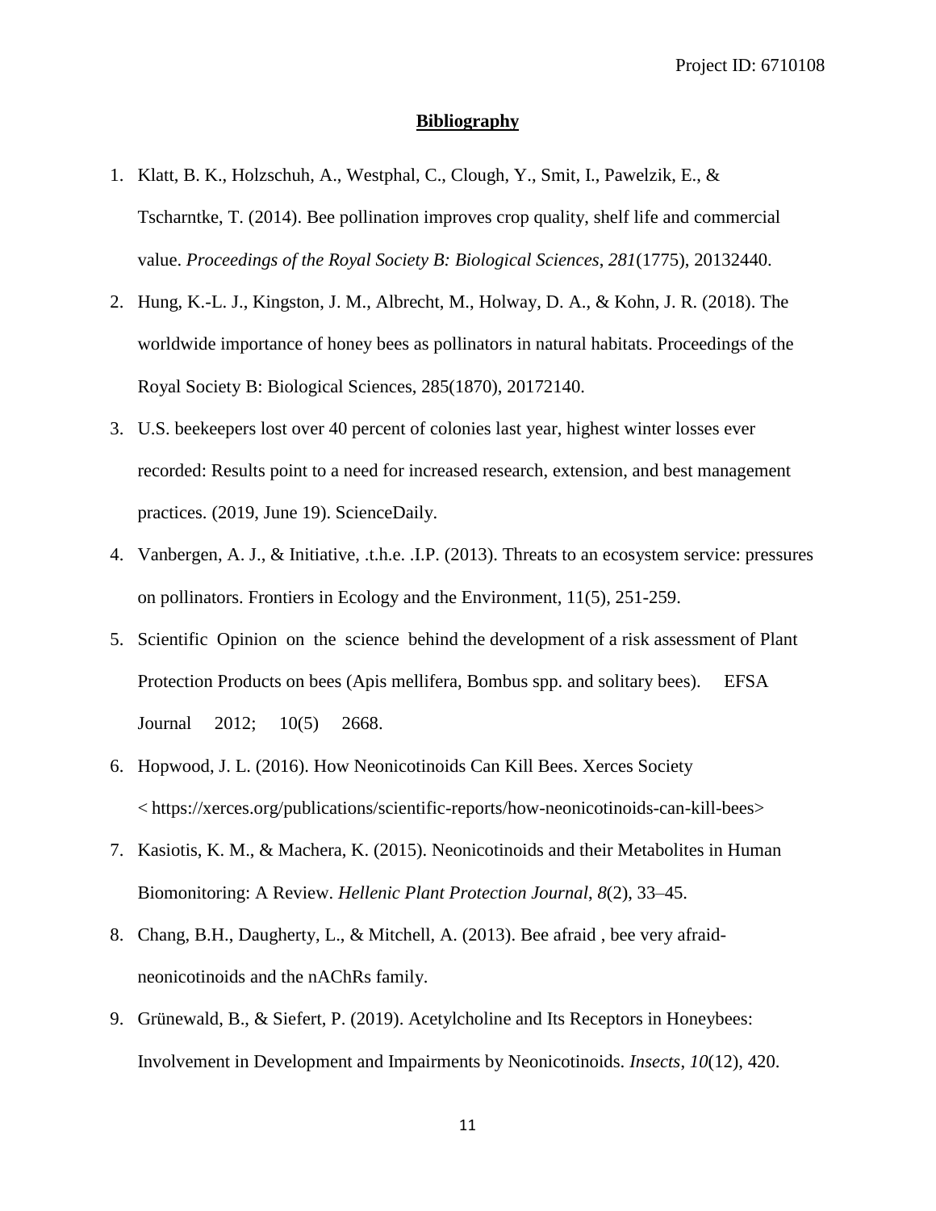## Bibliography

1. Klatt, B. K., Holzschuh, A., Westphal, C., Clough, Y., Smit, I., Pawelzik, E., & Tscharntke, T. (2014). Bee pollination improves crop quality, shelf life and commercial value. *Proceedings of the Royal Society B: Biological Sciences*, *281*(1775), 20132440.
2. Hung, K.-L. J., Kingston, J. M., Albrecht, M., Holway, D. A., & Kohn, J. R. (2018). The worldwide importance of honey bees as pollinators in natural habitats. Proceedings of the Royal Society B: Biological Sciences, 285(1870), 20172140.
3. U.S. beekeepers lost over 40 percent of colonies last year, highest winter losses ever recorded: Results point to a need for increased research, extension, and best management practices. (2019, June 19). ScienceDaily.
4. Vanbergen, A. J., & Initiative, .t.h.e. .I.P. (2013). Threats to an ecosystem service: pressures on pollinators. Frontiers in Ecology and the Environment, 11(5), 251-259.
5. Scientific Opinion on the science behind the development of a risk assessment of Plant Protection Products on bees (Apis mellifera, Bombus spp. and solitary bees). EFSA Journal 2012; 10(5) 2668.
6. Hopwood, J. L. (2016). How Neonicotinoids Can Kill Bees. Xerces Society < https://xerces.org/publications/scientific-reports/how-neonicotinoids-can-kill-bees>
7. Kasiotis, K. M., & Machera, K. (2015). Neonicotinoids and their Metabolites in Human Biomonitoring: A Review. *Hellenic Plant Protection Journal*, *8*(2), 33–45.
8. Chang, B.H., Daugherty, L., & Mitchell, A. (2013). Bee afraid , bee very afraid-neonicotinoids and the nAChRs family.
9. Grünewald, B., & Siefert, P. (2019). Acetylcholine and Its Receptors in Honeybees: Involvement in Development and Impairments by Neonicotinoids. *Insects*, *10*(12), 420.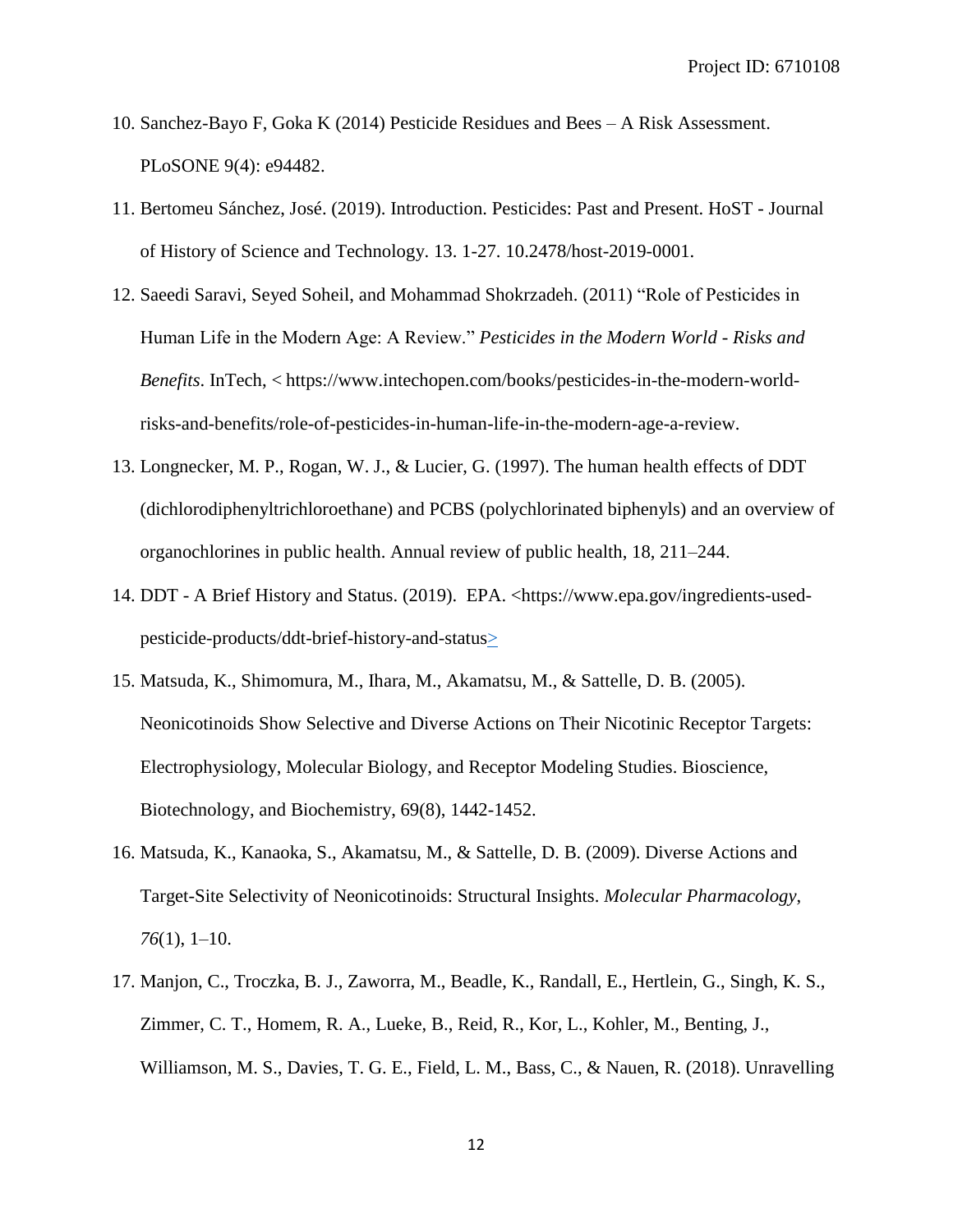10. Sanchez-Bayo F, Goka K (2014) Pesticide Residues and Bees – A Risk Assessment. PLoSONE 9(4): e94482.
11. Bertomeu Sánchez, José. (2019). Introduction. Pesticides: Past and Present. HoST - Journal of History of Science and Technology. 13. 1-27. 10.2478/host-2019-0001.
12. Saeedi Saravi, Seyed Soheil, and Mohammad Shokrzadeh. (2011) "Role of Pesticides in Human Life in the Modern Age: A Review." *Pesticides in the Modern World - Risks and Benefits*. InTech, < https://www.intechopen.com/books/pesticides-in-the-modern-world-risks-and-benefits/role-of-pesticides-in-human-life-in-the-modern-age-a-review.
13. Longnecker, M. P., Rogan, W. J., & Lucier, G. (1997). The human health effects of DDT (dichlorodiphenyltrichloroethane) and PCBS (polychlorinated biphenyls) and an overview of organochlorines in public health. Annual review of public health, 18, 211–244.
14. DDT - A Brief History and Status. (2019). EPA. <https://www.epa.gov/ingredients-used-pesticide-products/ddt-brief-history-and-status>
15. Matsuda, K., Shimomura, M., Ihara, M., Akamatsu, M., & Sattelle, D. B. (2005). Neonicotinoids Show Selective and Diverse Actions on Their Nicotinic Receptor Targets: Electrophysiology, Molecular Biology, and Receptor Modeling Studies. Bioscience, Biotechnology, and Biochemistry, 69(8), 1442-1452.
16. Matsuda, K., Kanaoka, S., Akamatsu, M., & Sattelle, D. B. (2009). Diverse Actions and Target-Site Selectivity of Neonicotinoids: Structural Insights. *Molecular Pharmacology, 76*(1), 1–10.
17. Manjon, C., Troczka, B. J., Zaworra, M., Beadle, K., Randall, E., Hertlein, G., Singh, K. S., Zimmer, C. T., Homem, R. A., Lueke, B., Reid, R., Kor, L., Kohler, M., Benting, J., Williamson, M. S., Davies, T. G. E., Field, L. M., Bass, C., & Nauen, R. (2018). Unravelling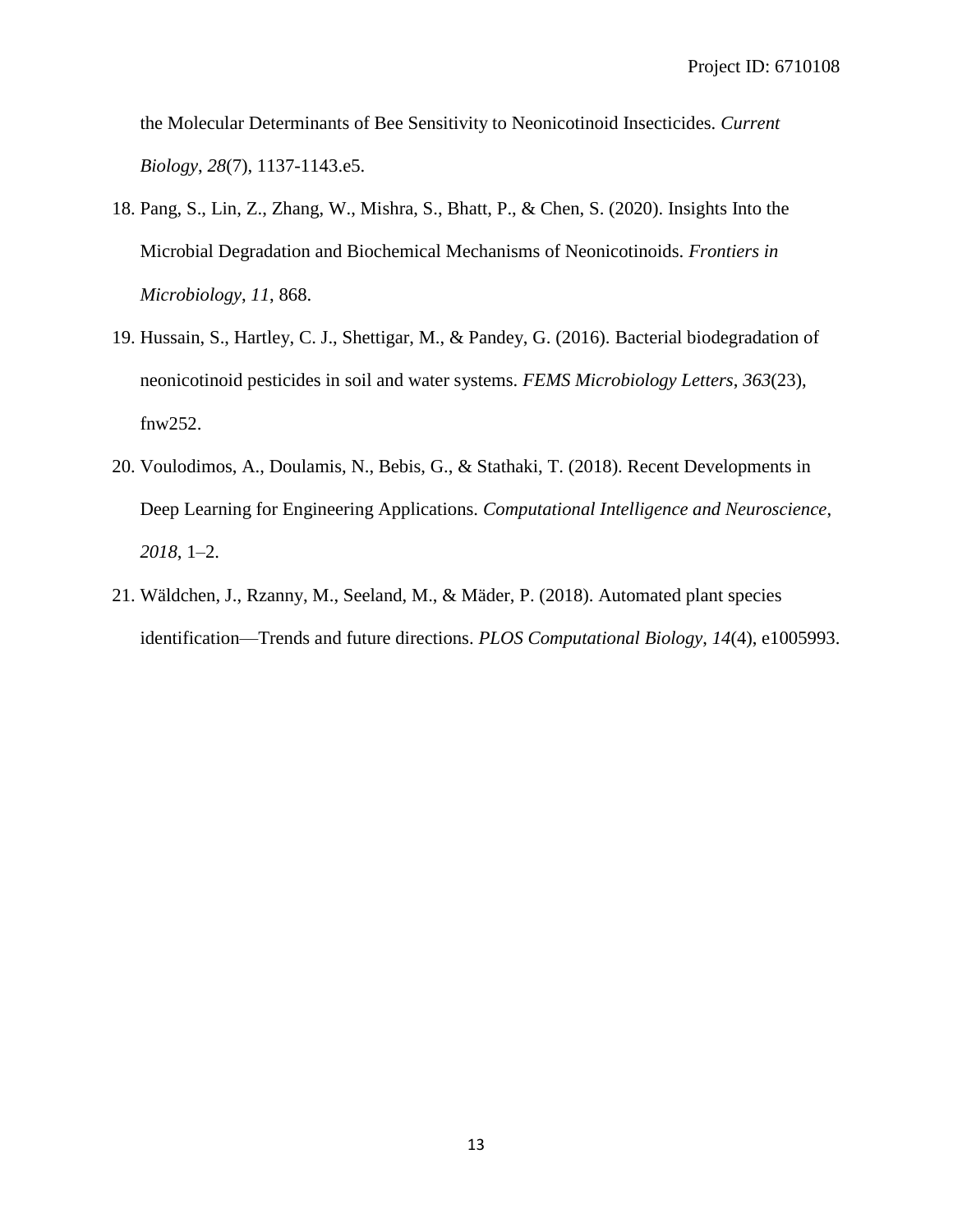the Molecular Determinants of Bee Sensitivity to Neonicotinoid Insecticides. *Current Biology*, *28*(7), 1137-1143.e5.

18. Pang, S., Lin, Z., Zhang, W., Mishra, S., Bhatt, P., & Chen, S. (2020). Insights Into the Microbial Degradation and Biochemical Mechanisms of Neonicotinoids. *Frontiers in Microbiology*, *11*, 868.
19. Hussain, S., Hartley, C. J., Shettigar, M., & Pandey, G. (2016). Bacterial biodegradation of neonicotinoid pesticides in soil and water systems. *FEMS Microbiology Letters*, *363*(23), fnw252.
20. Voulodimos, A., Doulamis, N., Bebis, G., & Stathaki, T. (2018). Recent Developments in Deep Learning for Engineering Applications. *Computational Intelligence and Neuroscience*, *2018*, 1–2.
21. Wäldchen, J., Rzanny, M., Seeland, M., & Mäder, P. (2018). Automated plant species identification—Trends and future directions. *PLOS Computational Biology*, *14*(4), e1005993.